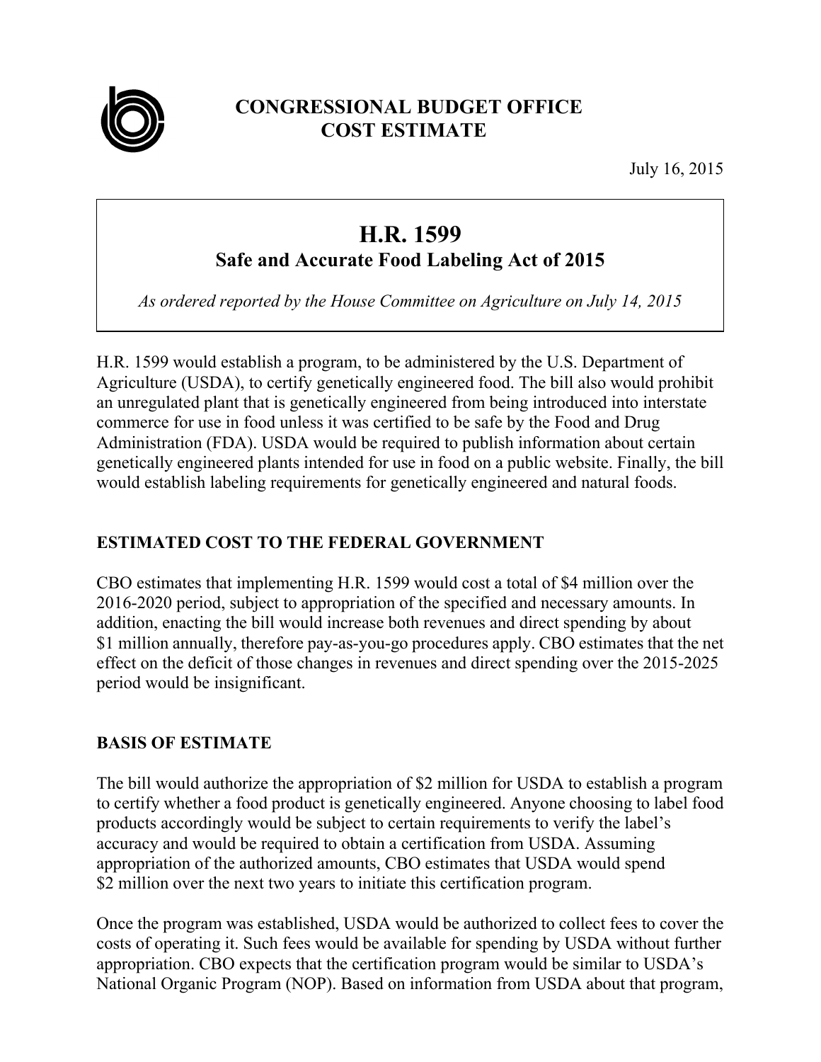# CONGRESSIONAL BUDGET OFFICE
# COST ESTIMATE

July 16, 2015

## H.R. 1599
### Safe and Accurate Food Labeling Act of 2015

*As ordered reported by the House Committee on Agriculture on July 14, 2015*

H.R. 1599 would establish a program, to be administered by the U.S. Department of Agriculture (USDA), to certify genetically engineered food. The bill also would prohibit an unregulated plant that is genetically engineered from being introduced into interstate commerce for use in food unless it was certified to be safe by the Food and Drug Administration (FDA). USDA would be required to publish information about certain genetically engineered plants intended for use in food on a public website. Finally, the bill would establish labeling requirements for genetically engineered and natural foods.

## ESTIMATED COST TO THE FEDERAL GOVERNMENT

CBO estimates that implementing H.R. 1599 would cost a total of $4 million over the 2016-2020 period, subject to appropriation of the specified and necessary amounts. In addition, enacting the bill would increase both revenues and direct spending by about $1 million annually, therefore pay-as-you-go procedures apply. CBO estimates that the net effect on the deficit of those changes in revenues and direct spending over the 2015-2025 period would be insignificant.

## BASIS OF ESTIMATE

The bill would authorize the appropriation of $2 million for USDA to establish a program to certify whether a food product is genetically engineered. Anyone choosing to label food products accordingly would be subject to certain requirements to verify the label's accuracy and would be required to obtain a certification from USDA. Assuming appropriation of the authorized amounts, CBO estimates that USDA would spend $2 million over the next two years to initiate this certification program.

Once the program was established, USDA would be authorized to collect fees to cover the costs of operating it. Such fees would be available for spending by USDA without further appropriation. CBO expects that the certification program would be similar to USDA's National Organic Program (NOP). Based on information from USDA about that program,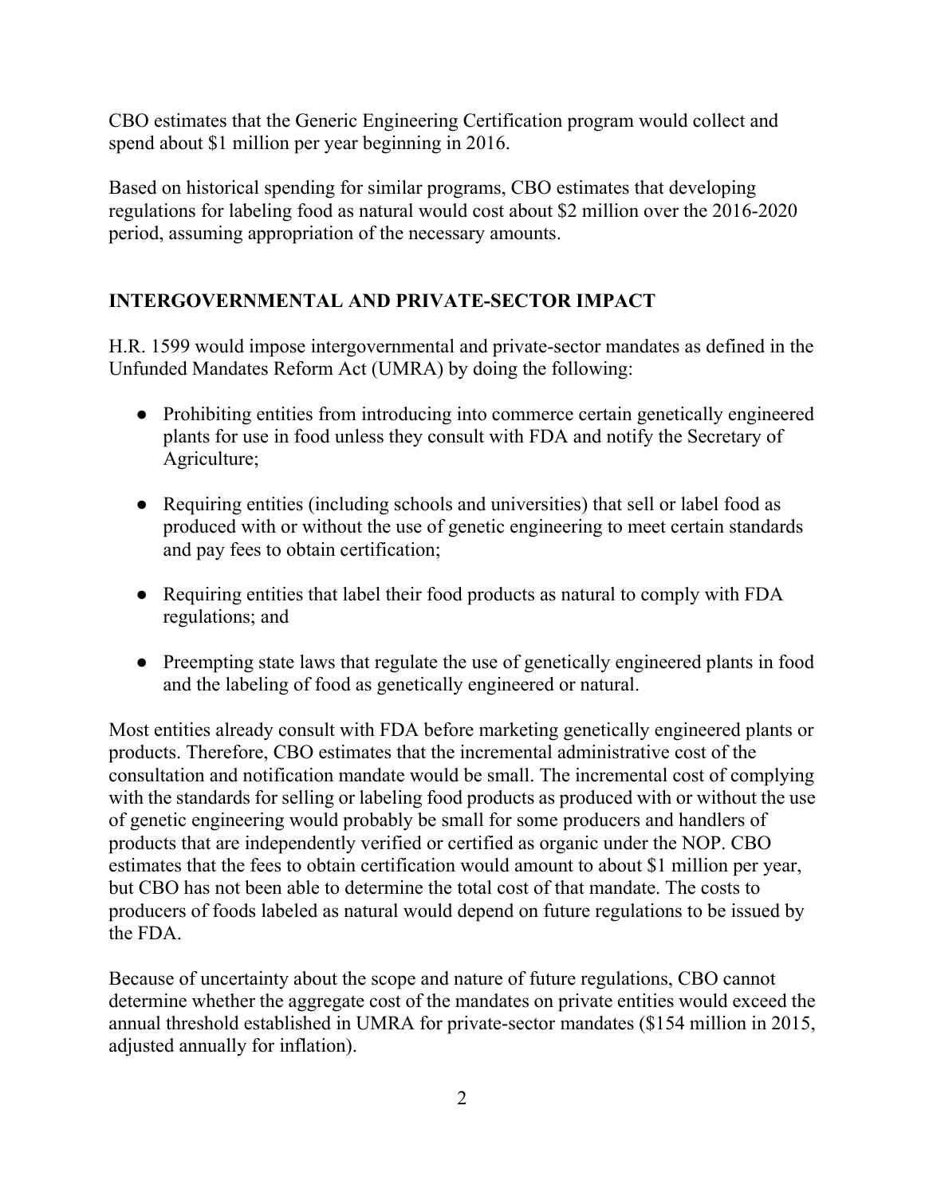CBO estimates that the Generic Engineering Certification program would collect and spend about $1 million per year beginning in 2016.

Based on historical spending for similar programs, CBO estimates that developing regulations for labeling food as natural would cost about $2 million over the 2016-2020 period, assuming appropriation of the necessary amounts.

## INTERGOVERNMENTAL AND PRIVATE-SECTOR IMPACT

H.R. 1599 would impose intergovernmental and private-sector mandates as defined in the Unfunded Mandates Reform Act (UMRA) by doing the following:

- Prohibiting entities from introducing into commerce certain genetically engineered plants for use in food unless they consult with FDA and notify the Secretary of Agriculture;
- Requiring entities (including schools and universities) that sell or label food as produced with or without the use of genetic engineering to meet certain standards and pay fees to obtain certification;
- Requiring entities that label their food products as natural to comply with FDA regulations; and
- Preempting state laws that regulate the use of genetically engineered plants in food and the labeling of food as genetically engineered or natural.

Most entities already consult with FDA before marketing genetically engineered plants or products. Therefore, CBO estimates that the incremental administrative cost of the consultation and notification mandate would be small. The incremental cost of complying with the standards for selling or labeling food products as produced with or without the use of genetic engineering would probably be small for some producers and handlers of products that are independently verified or certified as organic under the NOP. CBO estimates that the fees to obtain certification would amount to about $1 million per year, but CBO has not been able to determine the total cost of that mandate. The costs to producers of foods labeled as natural would depend on future regulations to be issued by the FDA.

Because of uncertainty about the scope and nature of future regulations, CBO cannot determine whether the aggregate cost of the mandates on private entities would exceed the annual threshold established in UMRA for private-sector mandates ($154 million in 2015, adjusted annually for inflation).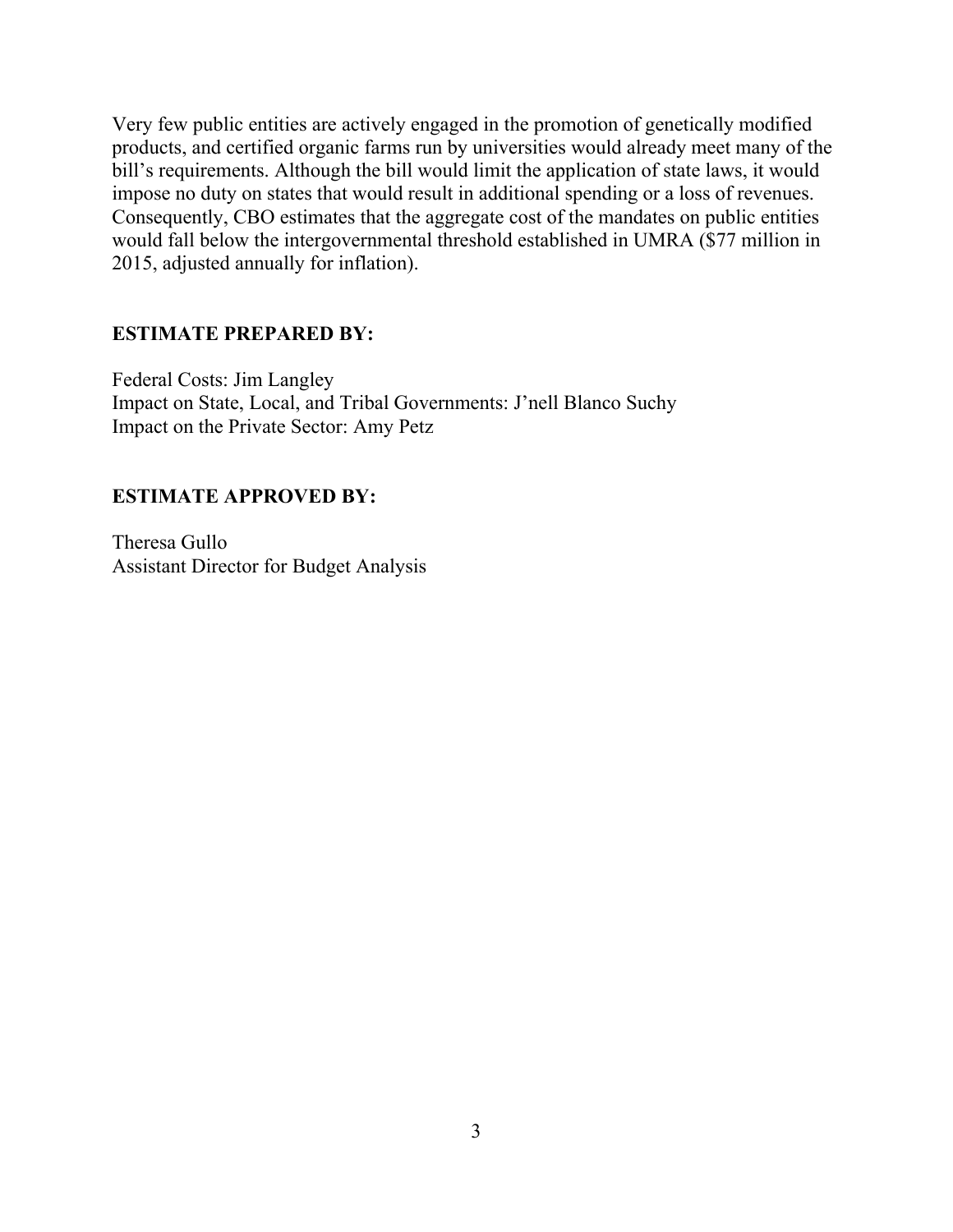Very few public entities are actively engaged in the promotion of genetically modified products, and certified organic farms run by universities would already meet many of the bill's requirements. Although the bill would limit the application of state laws, it would impose no duty on states that would result in additional spending or a loss of revenues. Consequently, CBO estimates that the aggregate cost of the mandates on public entities would fall below the intergovernmental threshold established in UMRA ($77 million in 2015, adjusted annually for inflation).

**ESTIMATE PREPARED BY:**

Federal Costs: Jim Langley
Impact on State, Local, and Tribal Governments: J'nell Blanco Suchy
Impact on the Private Sector: Amy Petz

**ESTIMATE APPROVED BY:**

Theresa Gullo
Assistant Director for Budget Analysis